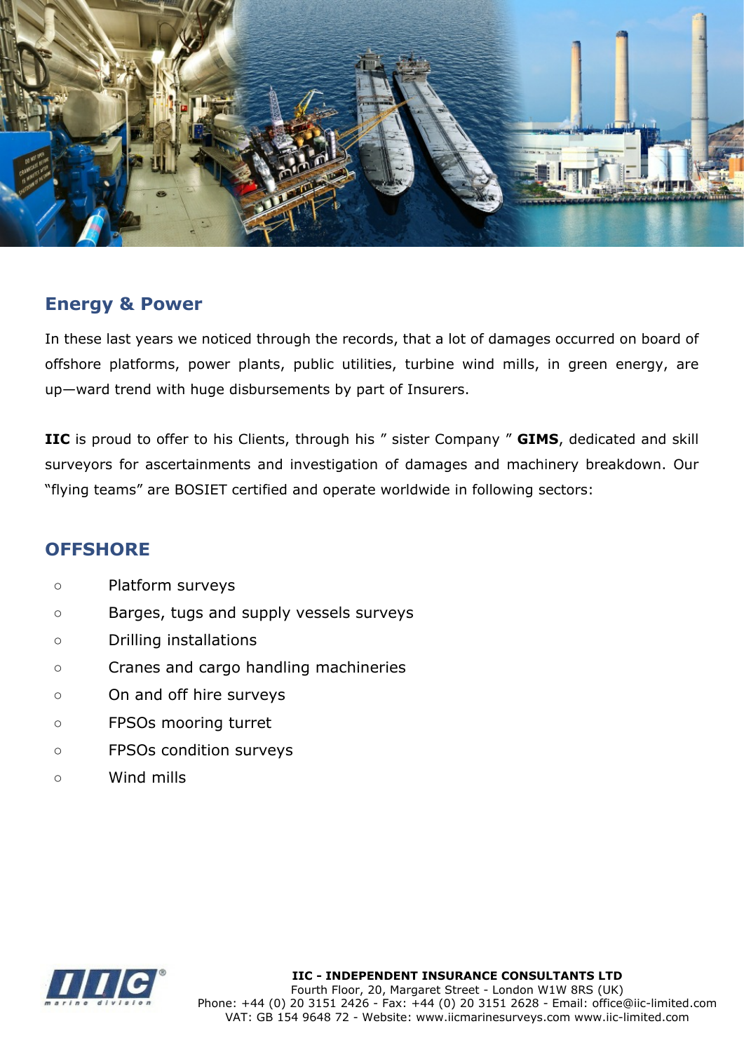## Energy & Power

In these last years we noticed through the records, that a lot of damages occurred on board of offshore platforms, power plants, public utilities, turbine wind mills, in green energy, are up—ward trend with huge disbursements by part of Insurers.

**IIC** is proud to offer to his Clients, through his ” sister Company ” **GIMS**, dedicated and skill surveyors for ascertainments and investigation of damages and machinery breakdown. Our “flying teams” are BOSIET certified and operate worldwide in following sectors:

## OFFSHORE

- Platform surveys
- Barges, tugs and supply vessels surveys
- Drilling installations
- Cranes and cargo handling machineries
- On and off hire surveys
- FPSOs mooring turret
- FPSOs condition surveys
- Wind mills

**IIC - INDEPENDENT INSURANCE CONSULTANTS LTD**
Fourth Floor, 20, Margaret Street - London W1W 8RS (UK)
Phone: +44 (0) 20 3151 2426 - Fax: +44 (0) 20 3151 2628 - Email: office@iic-limited.com
VAT: GB 154 9648 72 - Website: www.iicmarinesurveys.com www.iic-limited.com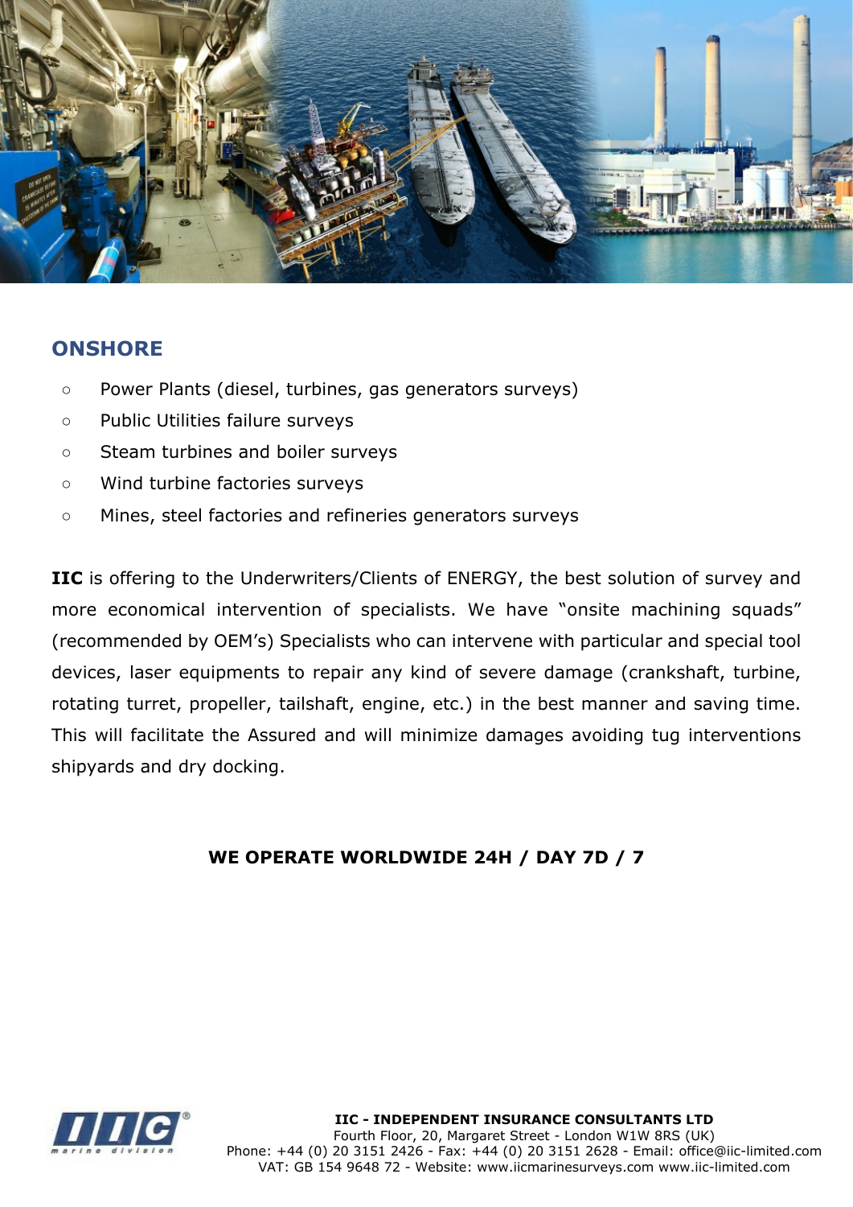## ONSHORE

- Power Plants (diesel, turbines, gas generators surveys)
- Public Utilities failure surveys
- Steam turbines and boiler surveys
- Wind turbine factories surveys
- Mines, steel factories and refineries generators surveys

**IIC** is offering to the Underwriters/Clients of ENERGY, the best solution of survey and more economical intervention of specialists. We have "onsite machining squads" (recommended by OEM's) Specialists who can intervene with particular and special tool devices, laser equipments to repair any kind of severe damage (crankshaft, turbine, rotating turret, propeller, tailshaft, engine, etc.) in the best manner and saving time. This will facilitate the Assured and will minimize damages avoiding tug interventions shipyards and dry docking.

**WE OPERATE WORLDWIDE 24H / DAY 7D / 7**

**IIC - INDEPENDENT INSURANCE CONSULTANTS LTD**
Fourth Floor, 20, Margaret Street - London W1W 8RS (UK)
Phone: +44 (0) 20 3151 2426 - Fax: +44 (0) 20 3151 2628 - Email: office@iic-limited.com
VAT: GB 154 9648 72 - Website: www.iicmarinesurveys.com www.iic-limited.com